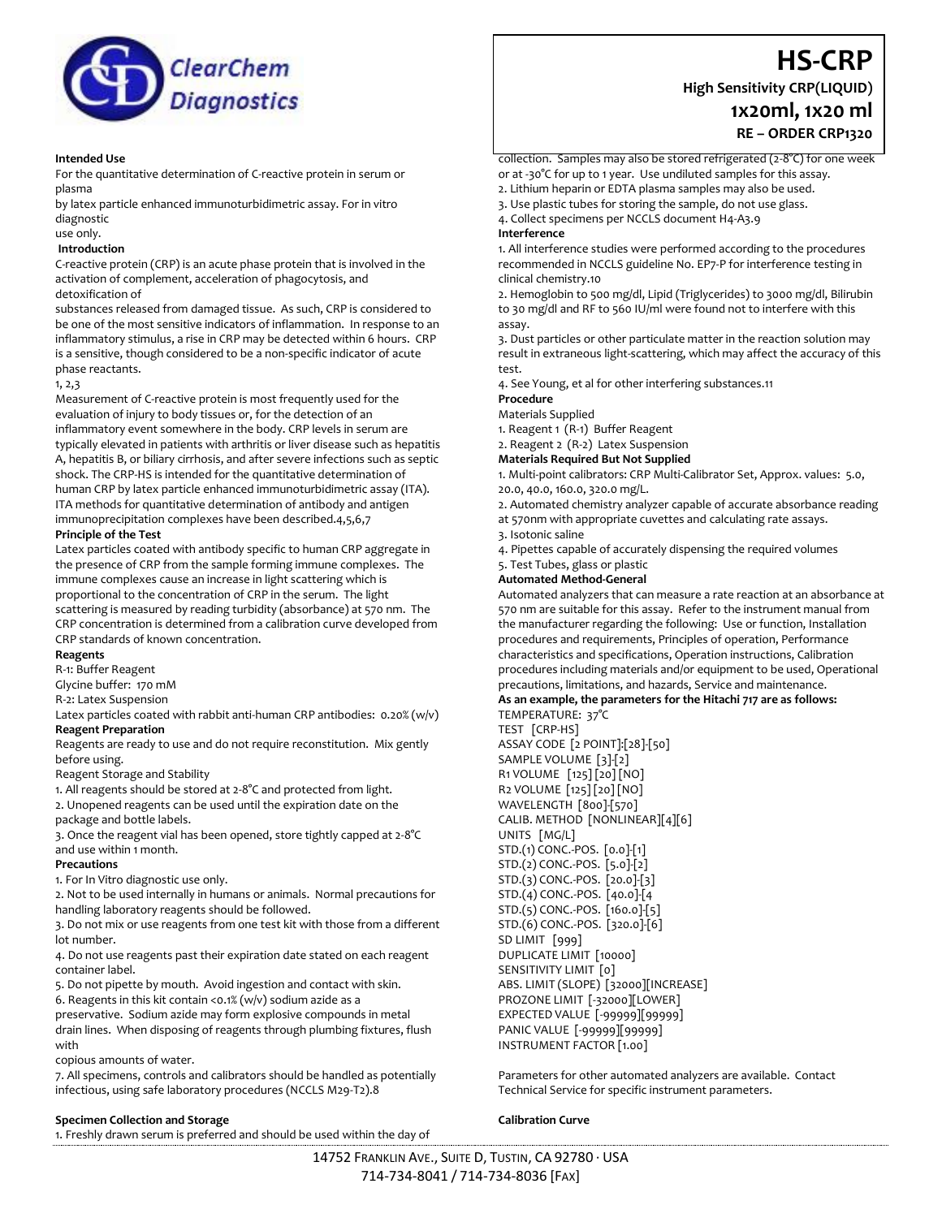ClearChem Diagnostics

# HS-CRP

**High Sensitivity CRP(LIQUID)**

**1x20ml, 1x20 ml**

**RE – ORDER CRP1320**

**Intended Use**

For the quantitative determination of C-reactive protein in serum or plasma by latex particle enhanced immunoturbidimetric assay. For in vitro diagnostic use only.

**Introduction**

C-reactive protein (CRP) is an acute phase protein that is involved in the activation of complement, acceleration of phagocytosis, and detoxification of substances released from damaged tissue. As such, CRP is considered to be one of the most sensitive indicators of inflammation. In response to an inflammatory stimulus, a rise in CRP may be detected within 6 hours. CRP is a sensitive, though considered to be a non-specific indicator of acute phase reactants.[1, 2,3]

Measurement of C-reactive protein is most frequently used for the evaluation of injury to body tissues or, for the detection of an inflammatory event somewhere in the body. CRP levels in serum are typically elevated in patients with arthritis or liver disease such as hepatitis A, hepatitis B, or biliary cirrhosis, and after severe infections such as septic shock. The CRP-HS is intended for the quantitative determination of human CRP by latex particle enhanced immunoturbidimetric assay (ITA). ITA methods for quantitative determination of antibody and antigen immunoprecipitation complexes have been described.4,5,6,7

**Principle of the Test**

Latex particles coated with antibody specific to human CRP aggregate in the presence of CRP from the sample forming immune complexes. The immune complexes cause an increase in light scattering which is proportional to the concentration of CRP in the serum. The light scattering is measured by reading turbidity (absorbance) at 570 nm. The CRP concentration is determined from a calibration curve developed from CRP standards of known concentration.

**Reagents**

R-1: Buffer Reagent

Glycine buffer: 170 mM

R-2: Latex Suspension

Latex particles coated with rabbit anti-human CRP antibodies: 0.20% (w/v)

**Reagent Preparation**

Reagents are ready to use and do not require reconstitution. Mix gently before using.

Reagent Storage and Stability

1. All reagents should be stored at 2-8°C and protected from light.
2. Unopened reagents can be used until the expiration date on the package and bottle labels.
3. Once the reagent vial has been opened, store tightly capped at 2-8°C and use within 1 month.

**Precautions**

1. For In Vitro diagnostic use only.
2. Not to be used internally in humans or animals. Normal precautions for handling laboratory reagents should be followed.
3. Do not mix or use reagents from one test kit with those from a different lot number.
4. Do not use reagents past their expiration date stated on each reagent container label.
5. Do not pipette by mouth. Avoid ingestion and contact with skin.
6. Reagents in this kit contain <0.1% (w/v) sodium azide as a preservative. Sodium azide may form explosive compounds in metal drain lines. When disposing of reagents through plumbing fixtures, flush with copious amounts of water.
7. All specimens, controls and calibrators should be handled as potentially infectious, using safe laboratory procedures (NCCLS M29-T2).8

**Specimen Collection and Storage**

1. Freshly drawn serum is preferred and should be used within the day of collection. Samples may also be stored refrigerated (2-8°C) for one week or at -30°C for up to 1 year. Use undiluted samples for this assay.
2. Lithium heparin or EDTA plasma samples may also be used.
3. Use plastic tubes for storing the sample, do not use glass.
4. Collect specimens per NCCLS document H4-A3.9

**Interference**

1. All interference studies were performed according to the procedures recommended in NCCLS guideline No. EP7-P for interference testing in clinical chemistry.10
2. Hemoglobin to 500 mg/dl, Lipid (Triglycerides) to 3000 mg/dl, Bilirubin to 30 mg/dl and RF to 560 IU/ml were found not to interfere with this assay.
3. Dust particles or other particulate matter in the reaction solution may result in extraneous light-scattering, which may affect the accuracy of this test.
4. See Young, et al for other interfering substances.11

**Procedure**

Materials Supplied

1. Reagent 1 (R-1) Buffer Reagent
2. Reagent 2 (R-2) Latex Suspension

**Materials Required But Not Supplied**

1. Multi-point calibrators: CRP Multi-Calibrator Set, Approx. values: 5.0, 20.0, 40.0, 160.0, 320.0 mg/L.
2. Automated chemistry analyzer capable of accurate absorbance reading at 570nm with appropriate cuvettes and calculating rate assays.
3. Isotonic saline
4. Pipettes capable of accurately dispensing the required volumes
5. Test Tubes, glass or plastic

**Automated Method-General**

Automated analyzers that can measure a rate reaction at an absorbance at 570 nm are suitable for this assay. Refer to the instrument manual from the manufacturer regarding the following: Use or function, Installation procedures and requirements, Principles of operation, Performance characteristics and specifications, Operation instructions, Calibration procedures including materials and/or equipment to be used, Operational precautions, limitations, and hazards, Service and maintenance.

**As an example, the parameters for the Hitachi 717 are as follows:**

TEMPERATURE: 37°C
TEST [CRP-HS]
ASSAY CODE [2 POINT]:[28]-[50]
SAMPLE VOLUME [3]-[2]
R1 VOLUME [125] [20] [NO]
R2 VOLUME [125] [20] [NO]
WAVELENGTH [800]-[570]
CALIB. METHOD [NONLINEAR][4][6]
UNITS [MG/L]
STD.(1) CONC.-POS. [0.0]-[1]
STD.(2) CONC.-POS. [5.0]-[2]
STD.(3) CONC.-POS. [20.0]-[3]
STD.(4) CONC.-POS. [40.0]-[4
STD.(5) CONC.-POS. [160.0]-[5]
STD.(6) CONC.-POS. [320.0]-[6]
SD LIMIT [999]
DUPLICATE LIMIT [10000]
SENSITIVITY LIMIT [0]
ABS. LIMIT (SLOPE) [32000][INCREASE]
PROZONE LIMIT [-32000][LOWER]
EXPECTED VALUE [-99999][99999]
PANIC VALUE [-99999][99999]
INSTRUMENT FACTOR [1.00]

Parameters for other automated analyzers are available. Contact Technical Service for specific instrument parameters.

**Calibration Curve**

14752 FRANKLIN AVE., SUITE D, TUSTIN, CA 92780 · USA
714-734-8041 / 714-734-8036 [FAX]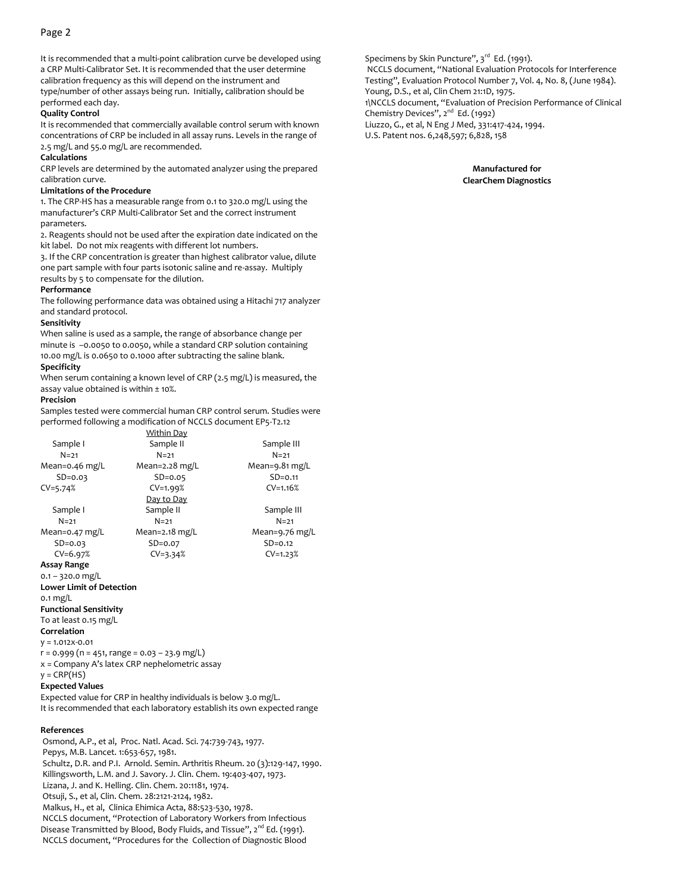It is recommended that a multi-point calibration curve be developed using a CRP Multi-Calibrator Set. It is recommended that the user determine calibration frequency as this will depend on the instrument and type/number of other assays being run. Initially, calibration should be performed each day.

**Quality Control**

It is recommended that commercially available control serum with known concentrations of CRP be included in all assay runs. Levels in the range of 2.5 mg/L and 55.0 mg/L are recommended.

**Calculations**

CRP levels are determined by the automated analyzer using the prepared calibration curve.

**Limitations of the Procedure**

1. The CRP-HS has a measurable range from 0.1 to 320.0 mg/L using the manufacturer's CRP Multi-Calibrator Set and the correct instrument parameters.
2. Reagents should not be used after the expiration date indicated on the kit label. Do not mix reagents with different lot numbers.
3. If the CRP concentration is greater than highest calibrator value, dilute one part sample with four parts isotonic saline and re-assay. Multiply results by 5 to compensate for the dilution.

**Performance**

The following performance data was obtained using a Hitachi 717 analyzer and standard protocol.

**Sensitivity**

When saline is used as a sample, the range of absorbance change per minute is –0.0050 to 0.0050, while a standard CRP solution containing 10.00 mg/L is 0.0650 to 0.1000 after subtracting the saline blank.

**Specificity**

When serum containing a known level of CRP (2.5 mg/L) is measured, the assay value obtained is within ± 10%.

**Precision**

Samples tested were commercial human CRP control serum. Studies were performed following a modification of NCCLS document EP5-T2.12

Within Day

| Sample I | Sample II | Sample III |
|---|---|---|
| N=21 | N=21 | N=21 |
| Mean=0.46 mg/L | Mean=2.28 mg/L | Mean=9.81 mg/L |
| SD=0.03 | SD=0.05 | SD=0.11 |
| CV=5.74% | CV=1.99% | CV=1.16% |

Day to Day

| Sample I | Sample II | Sample III |
|---|---|---|
| N=21 | N=21 | N=21 |
| Mean=0.47 mg/L | Mean=2.18 mg/L | Mean=9.76 mg/L |
| SD=0.03 | SD=0.07 | SD=0.12 |
| CV=6.97% | CV=3.34% | CV=1.23% |

**Assay Range**

0.1 – 320.0 mg/L

**Lower Limit of Detection**

0.1 mg/L

**Functional Sensitivity**

To at least 0.15 mg/L

**Correlation**

y = 1.012x-0.01

r = 0.999 (n = 451, range = 0.03 – 23.9 mg/L)

x = Company A's latex CRP nephelometric assay

y = CRP(HS)

**Expected Values**

Expected value for CRP in healthy individuals is below 3.0 mg/L.
It is recommended that each laboratory establish its own expected range

**References**

Osmond, A.P., et al, Proc. Natl. Acad. Sci. 74:739-743, 1977.
Pepys, M.B. Lancet. 1:653-657, 1981.
Schultz, D.R. and P.I. Arnold. Semin. Arthritis Rheum. 20 (3):129-147, 1990.
Killingsworth, L.M. and J. Savory. J. Clin. Chem. 19:403-407, 1973.
Lizana, J. and K. Helling. Clin. Chem. 20:1181, 1974.
Otsuji, S., et al, Clin. Chem. 28:2121-2124, 1982.
Malkus, H., et al, Clinica Ehimica Acta, 88:523-530, 1978.
NCCLS document, "Protection of Laboratory Workers from Infectious Disease Transmitted by Blood, Body Fluids, and Tissue", 2nd Ed. (1991).
NCCLS document, "Procedures for the Collection of Diagnostic Blood Specimens by Skin Puncture", 3rd Ed. (1991).
NCCLS document, "National Evaluation Protocols for Interference Testing", Evaluation Protocol Number 7, Vol. 4, No. 8, (June 1984).
Young, D.S., et al, Clin Chem 21:1D, 1975.
1\NCCLS document, "Evaluation of Precision Performance of Clinical Chemistry Devices", 2nd Ed. (1992)
Liuzzo, G., et al, N Eng J Med, 331:417-424, 1994.
U.S. Patent nos. 6,248,597; 6,828, 158

**Manufactured for**
**ClearChem Diagnostics**